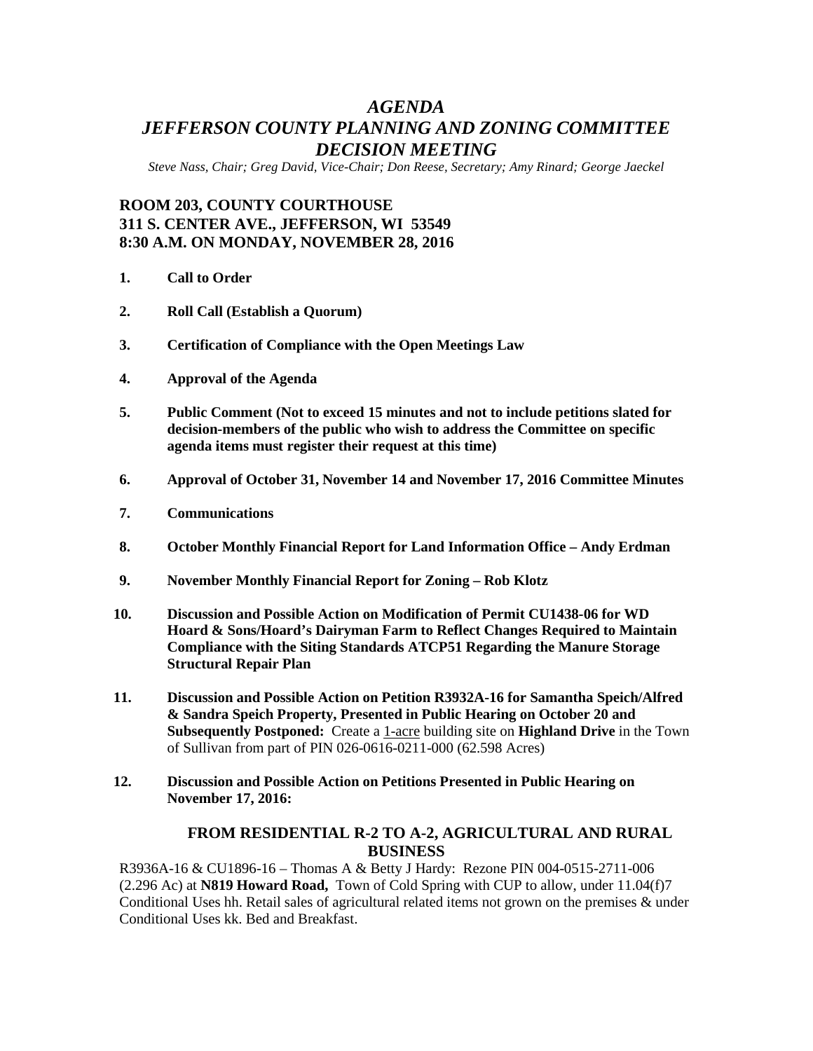# *AGENDA*
# *JEFFERSON COUNTY PLANNING AND ZONING COMMITTEE DECISION MEETING*

*Steve Nass, Chair; Greg David, Vice-Chair; Don Reese, Secretary; Amy Rinard; George Jaeckel*

**ROOM 203, COUNTY COURTHOUSE**
**311 S. CENTER AVE., JEFFERSON, WI 53549**
**8:30 A.M. ON MONDAY, NOVEMBER 28, 2016**

1. **Call to Order**

2. **Roll Call (Establish a Quorum)**

3. **Certification of Compliance with the Open Meetings Law**

4. **Approval of the Agenda**

5. **Public Comment (Not to exceed 15 minutes and not to include petitions slated for decision-members of the public who wish to address the Committee on specific agenda items must register their request at this time)**

6. **Approval of October 31, November 14 and November 17, 2016 Committee Minutes**

7. **Communications**

8. **October Monthly Financial Report for Land Information Office – Andy Erdman**

9. **November Monthly Financial Report for Zoning – Rob Klotz**

10. **Discussion and Possible Action on Modification of Permit CU1438-06 for WD Hoard & Sons/Hoard's Dairyman Farm to Reflect Changes Required to Maintain Compliance with the Siting Standards ATCP51 Regarding the Manure Storage Structural Repair Plan**

11. **Discussion and Possible Action on Petition R3932A-16 for Samantha Speich/Alfred & Sandra Speich Property, Presented in Public Hearing on October 20 and Subsequently Postponed:** Create a <u>1-acre</u> building site on **Highland Drive** in the Town of Sullivan from part of PIN 026-0616-0211-000 (62.598 Acres)

12. **Discussion and Possible Action on Petitions Presented in Public Hearing on November 17, 2016:**

### FROM RESIDENTIAL R-2 TO A-2, AGRICULTURAL AND RURAL BUSINESS

R3936A-16 & CU1896-16 – Thomas A & Betty J Hardy: Rezone PIN 004-0515-2711-006 (2.296 Ac) at **N819 Howard Road,** Town of Cold Spring with CUP to allow, under 11.04(f)7 Conditional Uses hh. Retail sales of agricultural related items not grown on the premises & under Conditional Uses kk. Bed and Breakfast.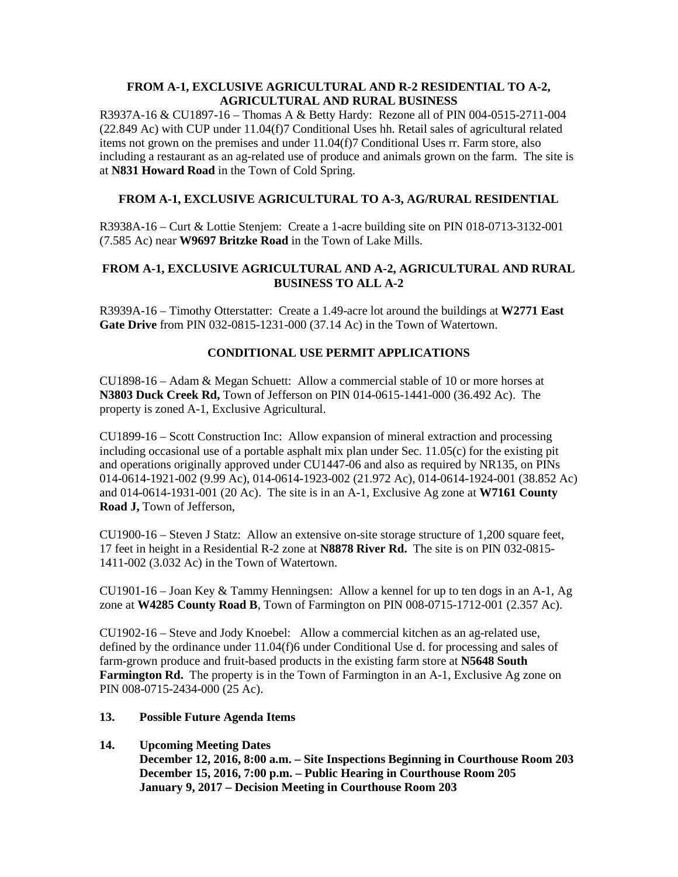**FROM A-1, EXCLUSIVE AGRICULTURAL AND R-2 RESIDENTIAL TO A-2, AGRICULTURAL AND RURAL BUSINESS**

R3937A-16 & CU1897-16 – Thomas A & Betty Hardy: Rezone all of PIN 004-0515-2711-004 (22.849 Ac) with CUP under 11.04(f)7 Conditional Uses hh. Retail sales of agricultural related items not grown on the premises and under 11.04(f)7 Conditional Uses rr. Farm store, also including a restaurant as an ag-related use of produce and animals grown on the farm. The site is at **N831 Howard Road** in the Town of Cold Spring.

**FROM A-1, EXCLUSIVE AGRICULTURAL TO A-3, AG/RURAL RESIDENTIAL**

R3938A-16 – Curt & Lottie Stenjem: Create a 1-acre building site on PIN 018-0713-3132-001 (7.585 Ac) near **W9697 Britzke Road** in the Town of Lake Mills.

**FROM A-1, EXCLUSIVE AGRICULTURAL AND A-2, AGRICULTURAL AND RURAL BUSINESS TO ALL A-2**

R3939A-16 – Timothy Otterstatter: Create a 1.49-acre lot around the buildings at **W2771 East Gate Drive** from PIN 032-0815-1231-000 (37.14 Ac) in the Town of Watertown.

**CONDITIONAL USE PERMIT APPLICATIONS**

CU1898-16 – Adam & Megan Schuett: Allow a commercial stable of 10 or more horses at **N3803 Duck Creek Rd,** Town of Jefferson on PIN 014-0615-1441-000 (36.492 Ac). The property is zoned A-1, Exclusive Agricultural.

CU1899-16 – Scott Construction Inc: Allow expansion of mineral extraction and processing including occasional use of a portable asphalt mix plan under Sec. 11.05(c) for the existing pit and operations originally approved under CU1447-06 and also as required by NR135, on PINs 014-0614-1921-002 (9.99 Ac), 014-0614-1923-002 (21.972 Ac), 014-0614-1924-001 (38.852 Ac) and 014-0614-1931-001 (20 Ac). The site is in an A-1, Exclusive Ag zone at **W7161 County Road J,** Town of Jefferson,

CU1900-16 – Steven J Statz: Allow an extensive on-site storage structure of 1,200 square feet, 17 feet in height in a Residential R-2 zone at **N8878 River Rd.** The site is on PIN 032-0815-1411-002 (3.032 Ac) in the Town of Watertown.

CU1901-16 – Joan Key & Tammy Henningsen: Allow a kennel for up to ten dogs in an A-1, Ag zone at **W4285 County Road B**, Town of Farmington on PIN 008-0715-1712-001 (2.357 Ac).

CU1902-16 – Steve and Jody Knoebel: Allow a commercial kitchen as an ag-related use, defined by the ordinance under 11.04(f)6 under Conditional Use d. for processing and sales of farm-grown produce and fruit-based products in the existing farm store at **N5648 South Farmington Rd.** The property is in the Town of Farmington in an A-1, Exclusive Ag zone on PIN 008-0715-2434-000 (25 Ac).

**13. Possible Future Agenda Items**

**14. Upcoming Meeting Dates**
**December 12, 2016, 8:00 a.m. – Site Inspections Beginning in Courthouse Room 203**
**December 15, 2016, 7:00 p.m. – Public Hearing in Courthouse Room 205**
**January 9, 2017 – Decision Meeting in Courthouse Room 203**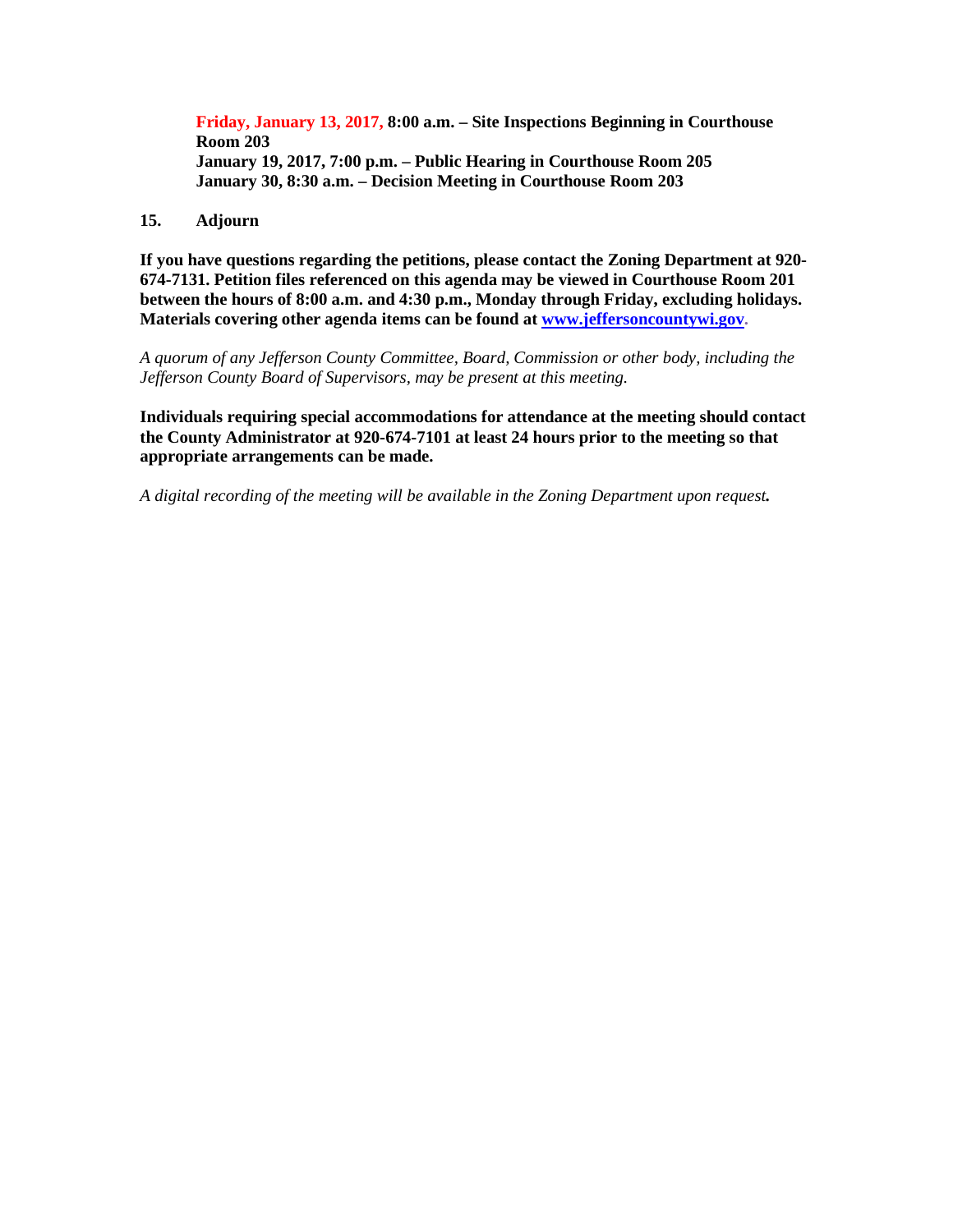**Friday, January 13, 2017, 8:00 a.m. – Site Inspections Beginning in Courthouse Room 203**
**January 19, 2017, 7:00 p.m. – Public Hearing in Courthouse Room 205**
**January 30, 8:30 a.m. – Decision Meeting in Courthouse Room 203**

**15. Adjourn**

**If you have questions regarding the petitions, please contact the Zoning Department at 920-674-7131. Petition files referenced on this agenda may be viewed in Courthouse Room 201 between the hours of 8:00 a.m. and 4:30 p.m., Monday through Friday, excluding holidays. Materials covering other agenda items can be found at [www.jeffersoncountywi.gov](http://www.jeffersoncountywi.gov).**

*A quorum of any Jefferson County Committee, Board, Commission or other body, including the Jefferson County Board of Supervisors, may be present at this meeting.*

**Individuals requiring special accommodations for attendance at the meeting should contact the County Administrator at 920-674-7101 at least 24 hours prior to the meeting so that appropriate arrangements can be made.**

*A digital recording of the meeting will be available in the Zoning Department upon request.*